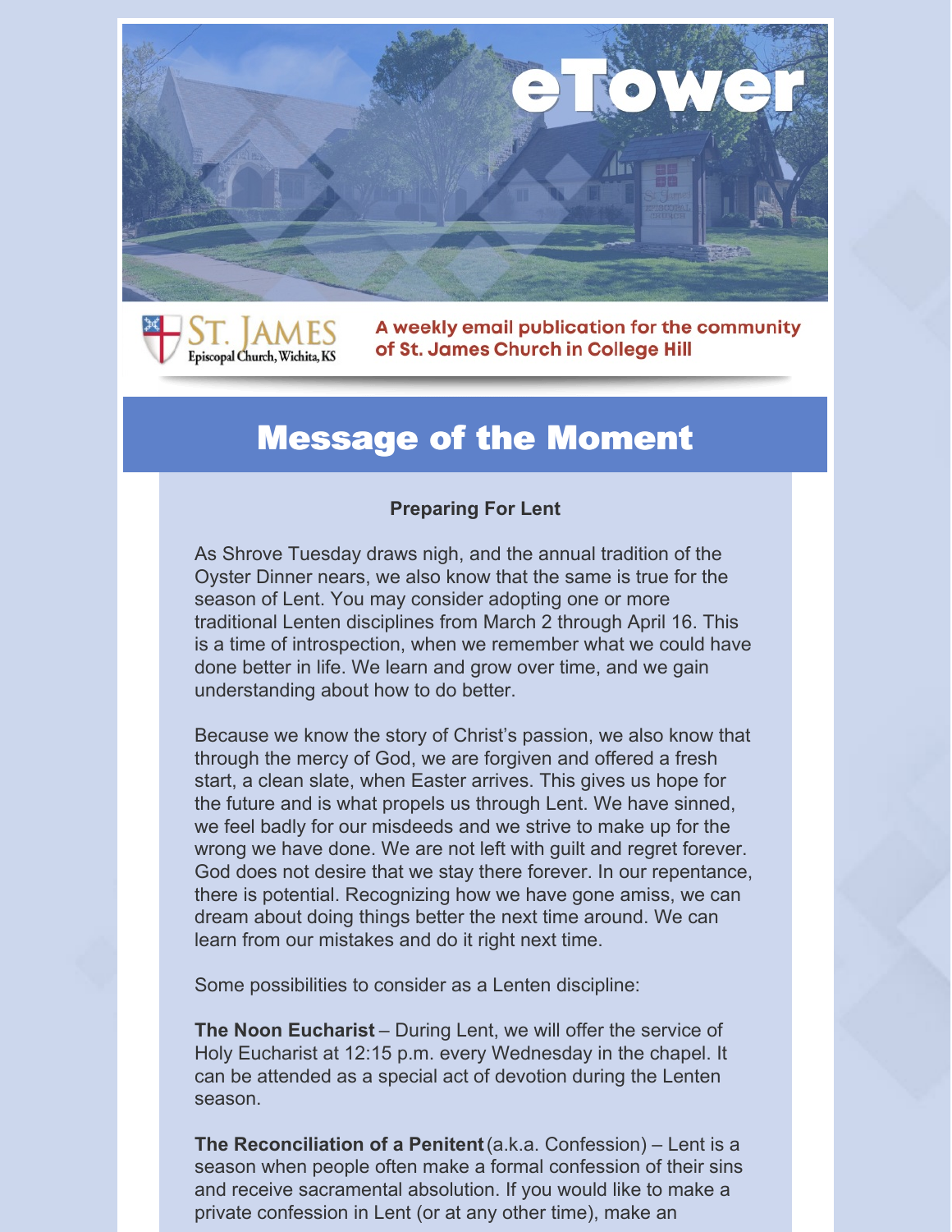# eTower

ST. JAMES Episcopal Church, Wichita, KS

A weekly email publication for the community of St. James Church in College Hill

## Message of the Moment

### Preparing For Lent

As Shrove Tuesday draws nigh, and the annual tradition of the Oyster Dinner nears, we also know that the same is true for the season of Lent. You may consider adopting one or more traditional Lenten disciplines from March 2 through April 16. This is a time of introspection, when we remember what we could have done better in life. We learn and grow over time, and we gain understanding about how to do better.

Because we know the story of Christ's passion, we also know that through the mercy of God, we are forgiven and offered a fresh start, a clean slate, when Easter arrives. This gives us hope for the future and is what propels us through Lent. We have sinned, we feel badly for our misdeeds and we strive to make up for the wrong we have done. We are not left with guilt and regret forever. God does not desire that we stay there forever. In our repentance, there is potential. Recognizing how we have gone amiss, we can dream about doing things better the next time around. We can learn from our mistakes and do it right next time.

Some possibilities to consider as a Lenten discipline:

**The Noon Eucharist** – During Lent, we will offer the service of Holy Eucharist at 12:15 p.m. every Wednesday in the chapel. It can be attended as a special act of devotion during the Lenten season.

**The Reconciliation of a Penitent** (a.k.a. Confession) – Lent is a season when people often make a formal confession of their sins and receive sacramental absolution. If you would like to make a private confession in Lent (or at any other time), make an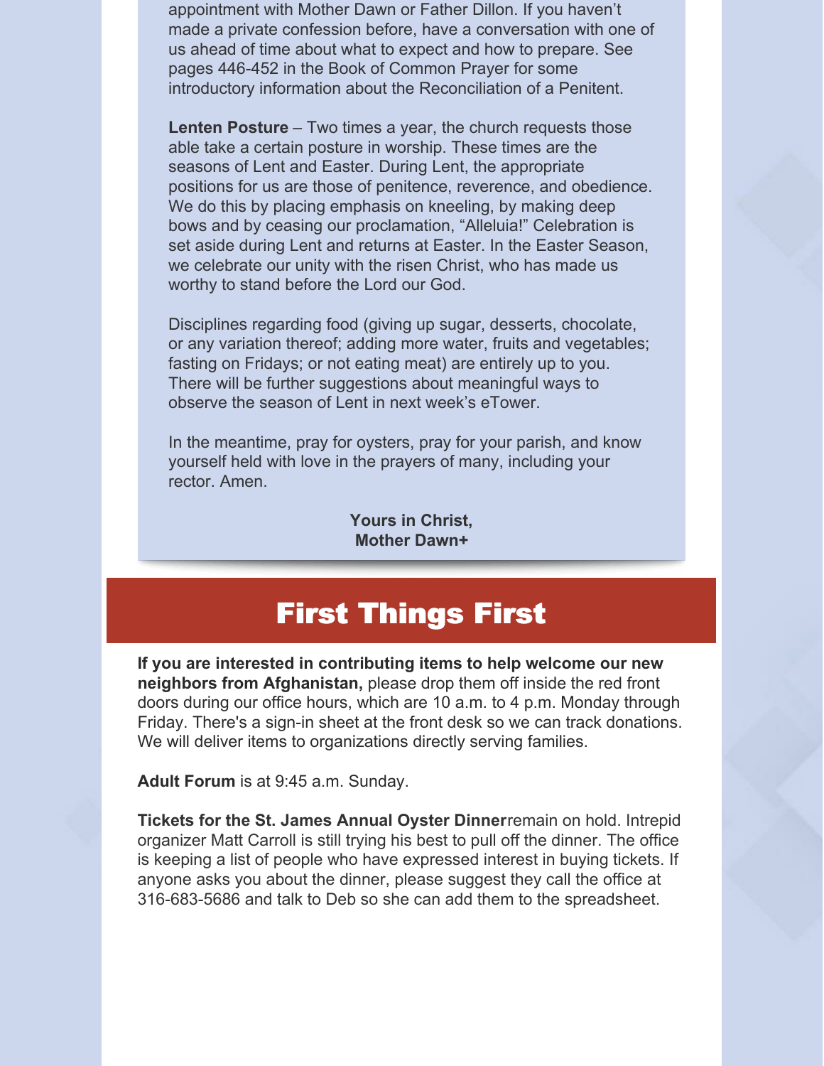appointment with Mother Dawn or Father Dillon. If you haven't made a private confession before, have a conversation with one of us ahead of time about what to expect and how to prepare. See pages 446-452 in the Book of Common Prayer for some introductory information about the Reconciliation of a Penitent.

**Lenten Posture** – Two times a year, the church requests those able take a certain posture in worship. These times are the seasons of Lent and Easter. During Lent, the appropriate positions for us are those of penitence, reverence, and obedience. We do this by placing emphasis on kneeling, by making deep bows and by ceasing our proclamation, "Alleluia!" Celebration is set aside during Lent and returns at Easter. In the Easter Season, we celebrate our unity with the risen Christ, who has made us worthy to stand before the Lord our God.

Disciplines regarding food (giving up sugar, desserts, chocolate, or any variation thereof; adding more water, fruits and vegetables; fasting on Fridays; or not eating meat) are entirely up to you. There will be further suggestions about meaningful ways to observe the season of Lent in next week's eTower.

In the meantime, pray for oysters, pray for your parish, and know yourself held with love in the prayers of many, including your rector. Amen.

**Yours in Christ,**
**Mother Dawn+**

# First Things First

**If you are interested in contributing items to help welcome our new neighbors from Afghanistan,** please drop them off inside the red front doors during our office hours, which are 10 a.m. to 4 p.m. Monday through Friday. There's a sign-in sheet at the front desk so we can track donations. We will deliver items to organizations directly serving families.

**Adult Forum** is at 9:45 a.m. Sunday.

**Tickets for the St. James Annual Oyster Dinner**remain on hold. Intrepid organizer Matt Carroll is still trying his best to pull off the dinner. The office is keeping a list of people who have expressed interest in buying tickets. If anyone asks you about the dinner, please suggest they call the office at 316-683-5686 and talk to Deb so she can add them to the spreadsheet.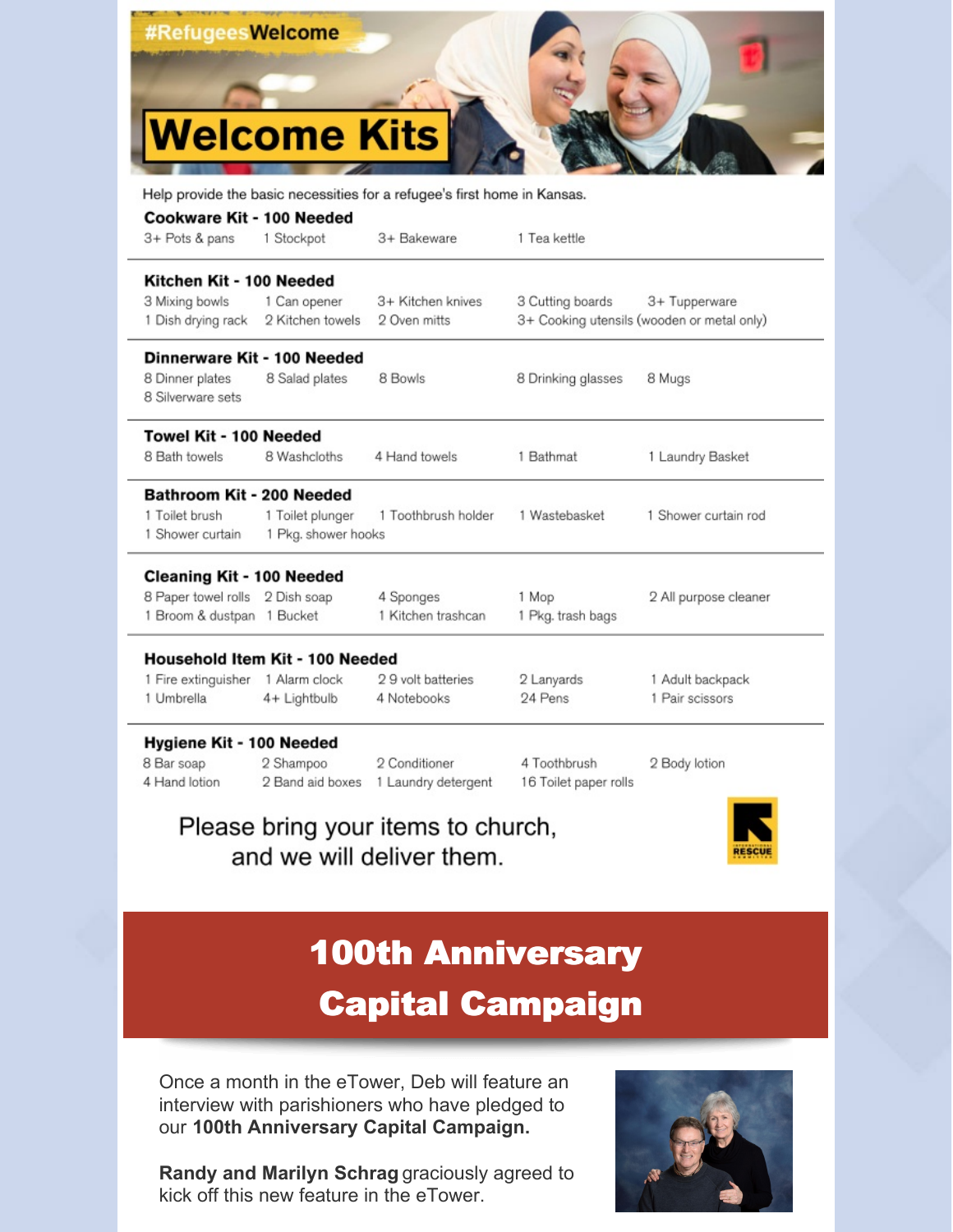#RefugeesWelcome

# Welcome Kits

Help provide the basic necessities for a refugee's first home in Kansas.

### Cookware Kit - 100 Needed

3+ Pots & pans, 1 Stockpot, 3+ Bakeware, 1 Tea kettle

### Kitchen Kit - 100 Needed

3 Mixing bowls, 1 Can opener, 3+ Kitchen knives, 3 Cutting boards, 3+ Tupperware, 1 Dish drying rack, 2 Kitchen towels, 2 Oven mitts, 3+ Cooking utensils (wooden or metal only)

### Dinnerware Kit - 100 Needed

8 Dinner plates, 8 Salad plates, 8 Bowls, 8 Drinking glasses, 8 Mugs, 8 Silverware sets

### Towel Kit - 100 Needed

8 Bath towels, 8 Washcloths, 4 Hand towels, 1 Bathmat, 1 Laundry Basket

### Bathroom Kit - 200 Needed

1 Toilet brush, 1 Toilet plunger, 1 Toothbrush holder, 1 Wastebasket, 1 Shower curtain rod, 1 Shower curtain, 1 Pkg. shower hooks

### Cleaning Kit - 100 Needed

8 Paper towel rolls, 2 Dish soap, 4 Sponges, 1 Mop, 2 All purpose cleaner, 1 Broom & dustpan, 1 Bucket, 1 Kitchen trashcan, 1 Pkg. trash bags

### Household Item Kit - 100 Needed

1 Fire extinguisher, 1 Alarm clock, 2 9 volt batteries, 2 Lanyards, 1 Adult backpack, 1 Umbrella, 4+ Lightbulb, 4 Notebooks, 24 Pens, 1 Pair scissors

### Hygiene Kit - 100 Needed

8 Bar soap, 2 Shampoo, 2 Conditioner, 4 Toothbrush, 2 Body lotion, 4 Hand lotion, 2 Band aid boxes, 1 Laundry detergent, 16 Toilet paper rolls

Please bring your items to church, and we will deliver them.

INTERNATIONAL RESCUE COMMITTEE

## 100th Anniversary Capital Campaign

Once a month in the eTower, Deb will feature an interview with parishioners who have pledged to our **100th Anniversary Capital Campaign.**

**Randy and Marilyn Schrag** graciously agreed to kick off this new feature in the eTower.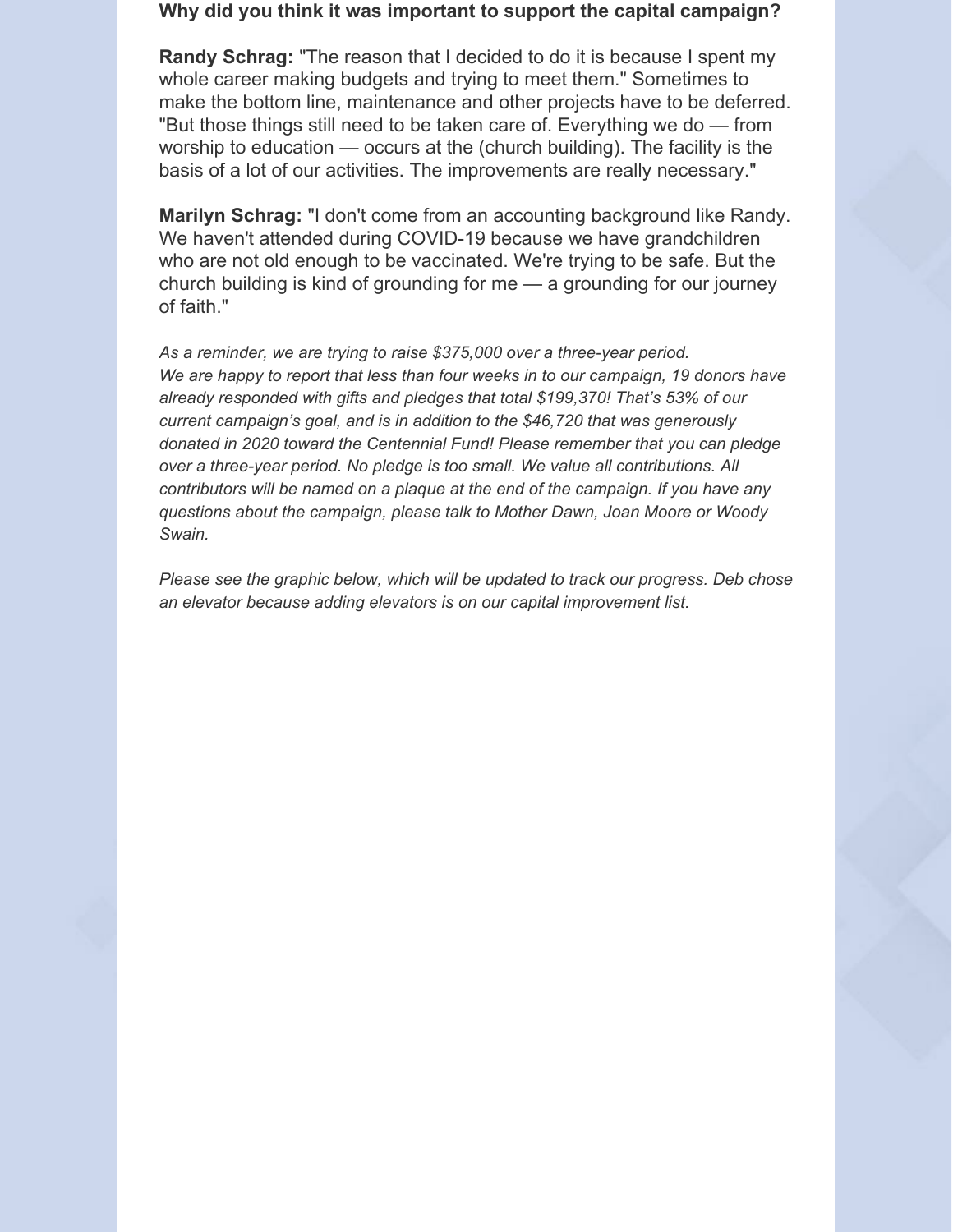**Why did you think it was important to support the capital campaign?**

**Randy Schrag:** "The reason that I decided to do it is because I spent my whole career making budgets and trying to meet them." Sometimes to make the bottom line, maintenance and other projects have to be deferred. "But those things still need to be taken care of. Everything we do — from worship to education — occurs at the (church building). The facility is the basis of a lot of our activities. The improvements are really necessary."

**Marilyn Schrag:** "I don't come from an accounting background like Randy. We haven't attended during COVID-19 because we have grandchildren who are not old enough to be vaccinated. We're trying to be safe. But the church building is kind of grounding for me — a grounding for our journey of faith."

*As a reminder, we are trying to raise $375,000 over a three-year period. We are happy to report that less than four weeks in to our campaign, 19 donors have already responded with gifts and pledges that total $199,370! That's 53% of our current campaign's goal, and is in addition to the $46,720 that was generously donated in 2020 toward the Centennial Fund! Please remember that you can pledge over a three-year period. No pledge is too small. We value all contributions. All contributors will be named on a plaque at the end of the campaign. If you have any questions about the campaign, please talk to Mother Dawn, Joan Moore or Woody Swain.*

*Please see the graphic below, which will be updated to track our progress. Deb chose an elevator because adding elevators is on our capital improvement list.*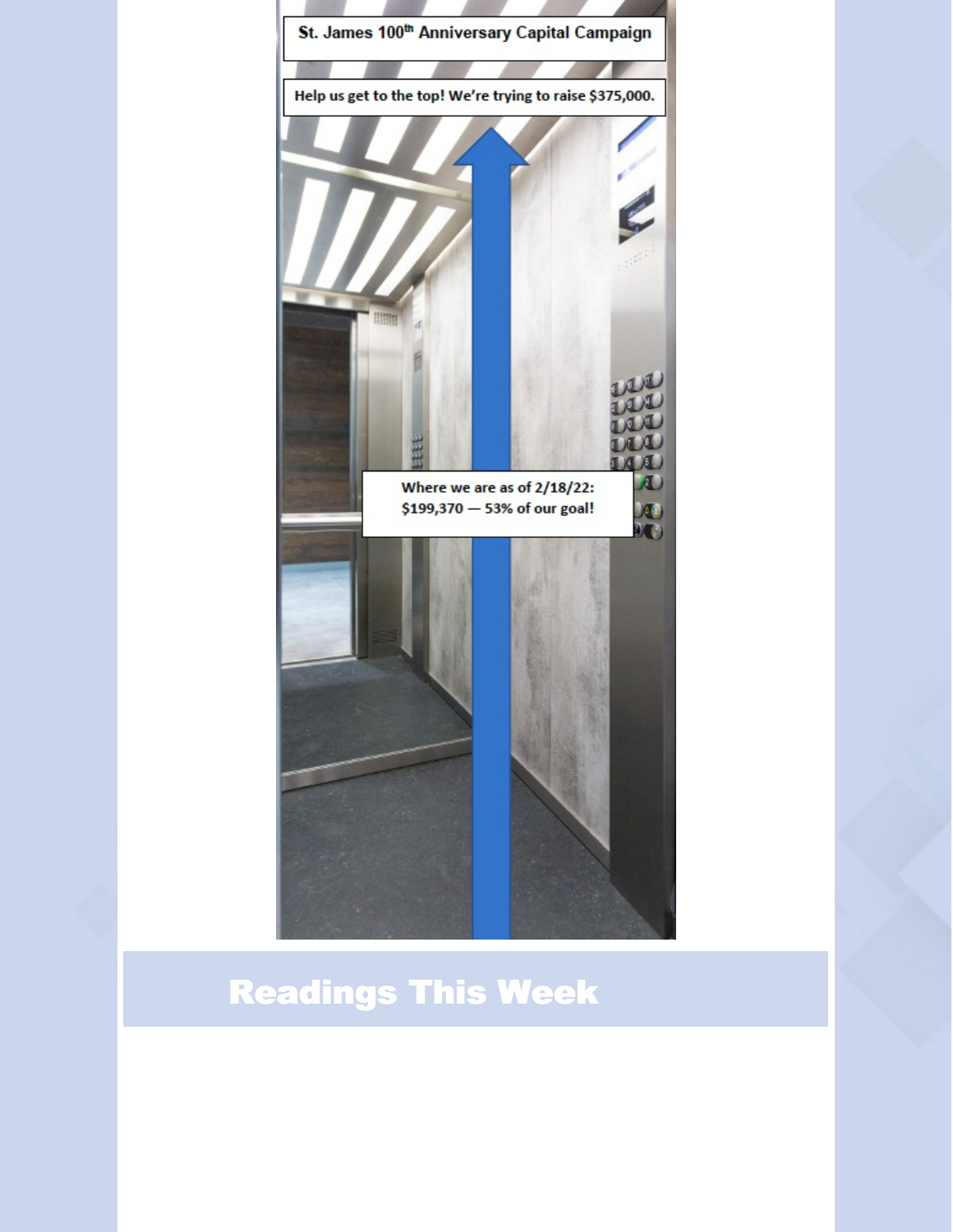St. James 100th Anniversary Capital Campaign

Help us get to the top! We're trying to raise $375,000.

Where we are as of 2/18/22:
$199,370 — 53% of our goal!

## Readings This Week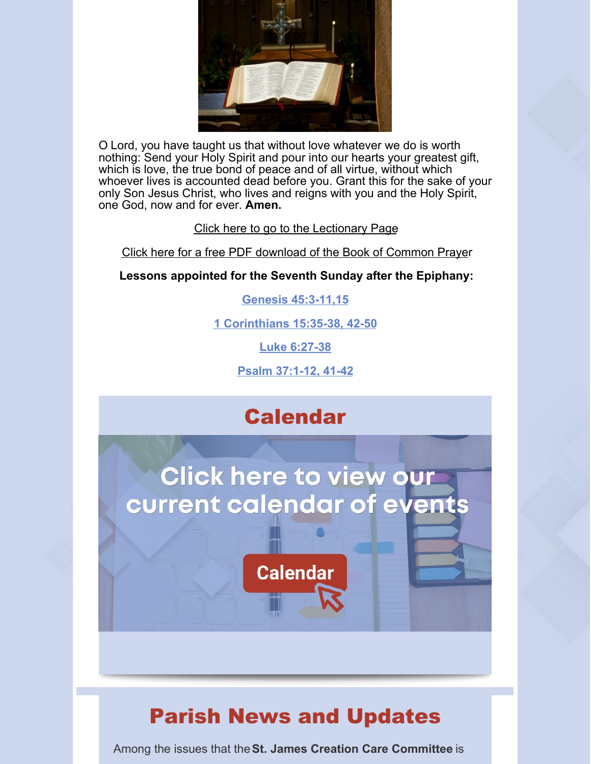O Lord, you have taught us that without love whatever we do is worth nothing: Send your Holy Spirit and pour into our hearts your greatest gift, which is love, the true bond of peace and of all virtue, without which whoever lives is accounted dead before you. Grant this for the sake of your only Son Jesus Christ, who lives and reigns with you and the Holy Spirit, one God, now and for ever. **Amen.**

Click here to go to the Lectionary Page

Click here for a free PDF download of the Book of Common Prayer

**Lessons appointed for the Seventh Sunday after the Epiphany:**

**Genesis 45:3-11,15**

**1 Corinthians 15:35-38, 42-50**

**Luke 6:27-38**

**Psalm 37:1-12, 41-42**

## Calendar

Click here to view our current calendar of events

Calendar

## Parish News and Updates

Among the issues that the **St. James Creation Care Committee** is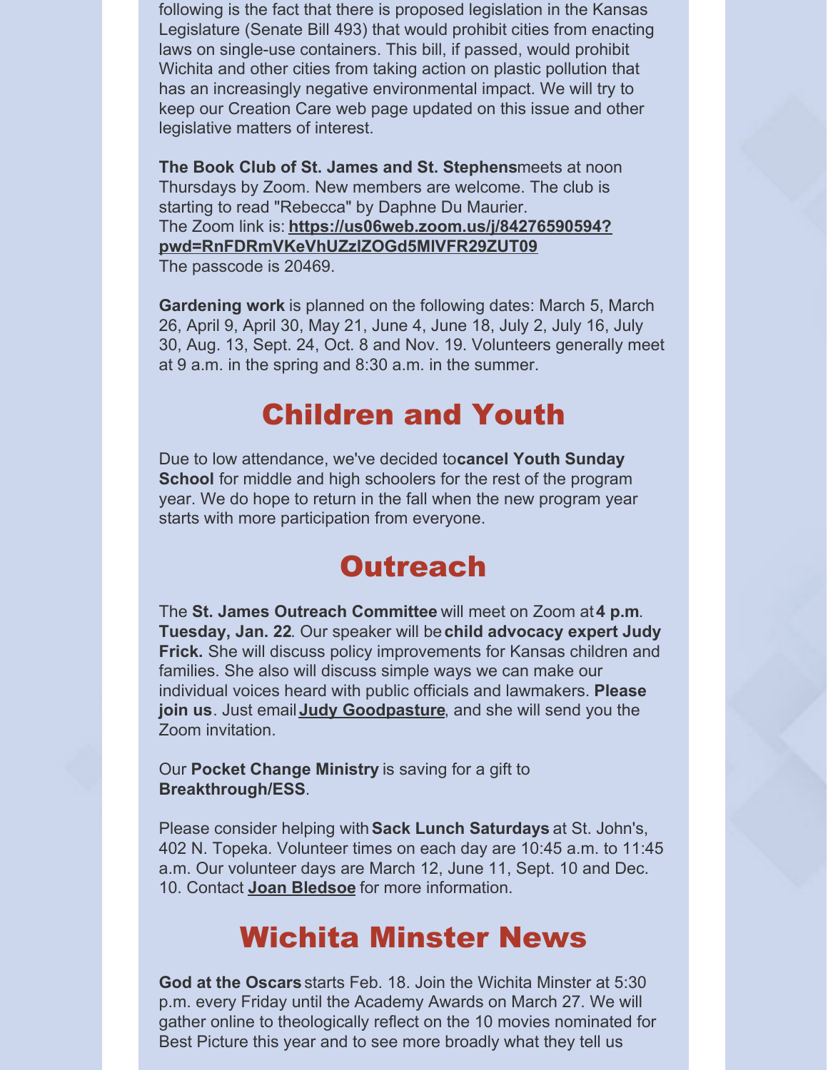following is the fact that there is proposed legislation in the Kansas Legislature (Senate Bill 493) that would prohibit cities from enacting laws on single-use containers. This bill, if passed, would prohibit Wichita and other cities from taking action on plastic pollution that has an increasingly negative environmental impact. We will try to keep our Creation Care web page updated on this issue and other legislative matters of interest.

**The Book Club of St. James and St. Stephens**meets at noon Thursdays by Zoom. New members are welcome. The club is starting to read "Rebecca" by Daphne Du Maurier.
The Zoom link is: **https://us06web.zoom.us/j/84276590594?pwd=RnFDRmVKeVhUZzlZOGd5MlVFR29ZUT09**
The passcode is 20469.

**Gardening work** is planned on the following dates: March 5, March 26, April 9, April 30, May 21, June 4, June 18, July 2, July 16, July 30, Aug. 13, Sept. 24, Oct. 8 and Nov. 19. Volunteers generally meet at 9 a.m. in the spring and 8:30 a.m. in the summer.

## Children and Youth

Due to low attendance, we've decided to**cancel Youth Sunday School** for middle and high schoolers for the rest of the program year. We do hope to return in the fall when the new program year starts with more participation from everyone.

## Outreach

The **St. James Outreach Committee** will meet on Zoom at **4 p.m**. **Tuesday, Jan. 22**. Our speaker will be **child advocacy expert Judy Frick.** She will discuss policy improvements for Kansas children and families. She also will discuss simple ways we can make our individual voices heard with public officials and lawmakers. **Please join us**. Just email **Judy Goodpasture**, and she will send you the Zoom invitation.

Our **Pocket Change Ministry** is saving for a gift to **Breakthrough/ESS**.

Please consider helping with **Sack Lunch Saturdays** at St. John's, 402 N. Topeka. Volunteer times on each day are 10:45 a.m. to 11:45 a.m. Our volunteer days are March 12, June 11, Sept. 10 and Dec. 10. Contact **Joan Bledsoe** for more information.

## Wichita Minster News

**God at the Oscars** starts Feb. 18. Join the Wichita Minster at 5:30 p.m. every Friday until the Academy Awards on March 27. We will gather online to theologically reflect on the 10 movies nominated for Best Picture this year and to see more broadly what they tell us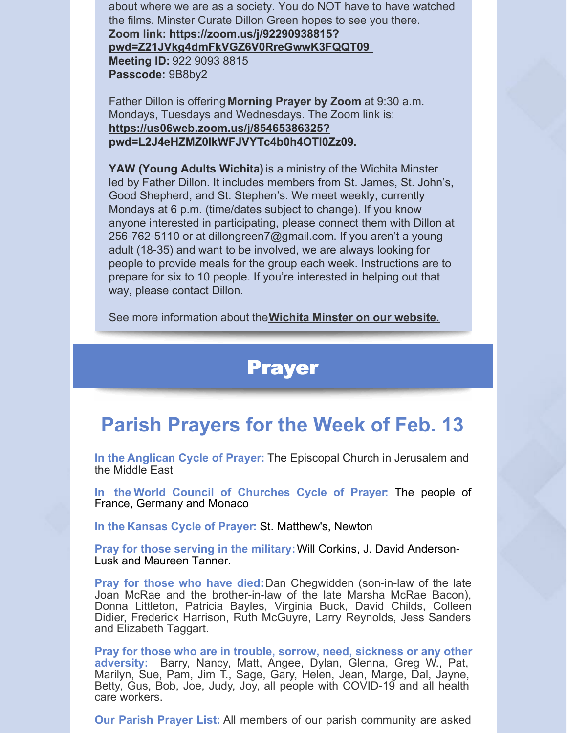about where we are as a society. You do NOT have to have watched the films. Minster Curate Dillon Green hopes to see you there.
**Zoom link: https://zoom.us/j/92290938815?pwd=Z21JVkg4dmFkVGZ6V0RreGwwK3FQQT09**
**Meeting ID:** 922 9093 8815
**Passcode:** 9B8by2

Father Dillon is offering **Morning Prayer by Zoom** at 9:30 a.m. Mondays, Tuesdays and Wednesdays. The Zoom link is: **https://us06web.zoom.us/j/85465386325?pwd=L2J4eHZMZ0lkWFJVYTc4b0h4OTl0Zz09.**

**YAW (Young Adults Wichita)** is a ministry of the Wichita Minster led by Father Dillon. It includes members from St. James, St. John's, Good Shepherd, and St. Stephen's. We meet weekly, currently Mondays at 6 p.m. (time/dates subject to change). If you know anyone interested in participating, please connect them with Dillon at 256-762-5110 or at dillongreen7@gmail.com. If you aren't a young adult (18-35) and want to be involved, we are always looking for people to provide meals for the group each week. Instructions are to prepare for six to 10 people. If you're interested in helping out that way, please contact Dillon.

See more information about the **Wichita Minster on our website.**

# Prayer

## Parish Prayers for the Week of Feb. 13

**In the Anglican Cycle of Prayer:** The Episcopal Church in Jerusalem and the Middle East

**In the World Council of Churches Cycle of Prayer:** The people of France, Germany and Monaco

**In the Kansas Cycle of Prayer:** St. Matthew's, Newton

**Pray for those serving in the military:** Will Corkins, J. David Anderson-Lusk and Maureen Tanner.

**Pray for those who have died:** Dan Chegwidden (son-in-law of the late Joan McRae and the brother-in-law of the late Marsha McRae Bacon), Donna Littleton, Patricia Bayles, Virginia Buck, David Childs, Colleen Didier, Frederick Harrison, Ruth McGuyre, Larry Reynolds, Jess Sanders and Elizabeth Taggart.

**Pray for those who are in trouble, sorrow, need, sickness or any other adversity:** Barry, Nancy, Matt, Angee, Dylan, Glenna, Greg W., Pat, Marilyn, Sue, Pam, Jim T., Sage, Gary, Helen, Jean, Marge, Dal, Jayne, Betty, Gus, Bob, Joe, Judy, Joy, all people with COVID-19 and all health care workers.

**Our Parish Prayer List:** All members of our parish community are asked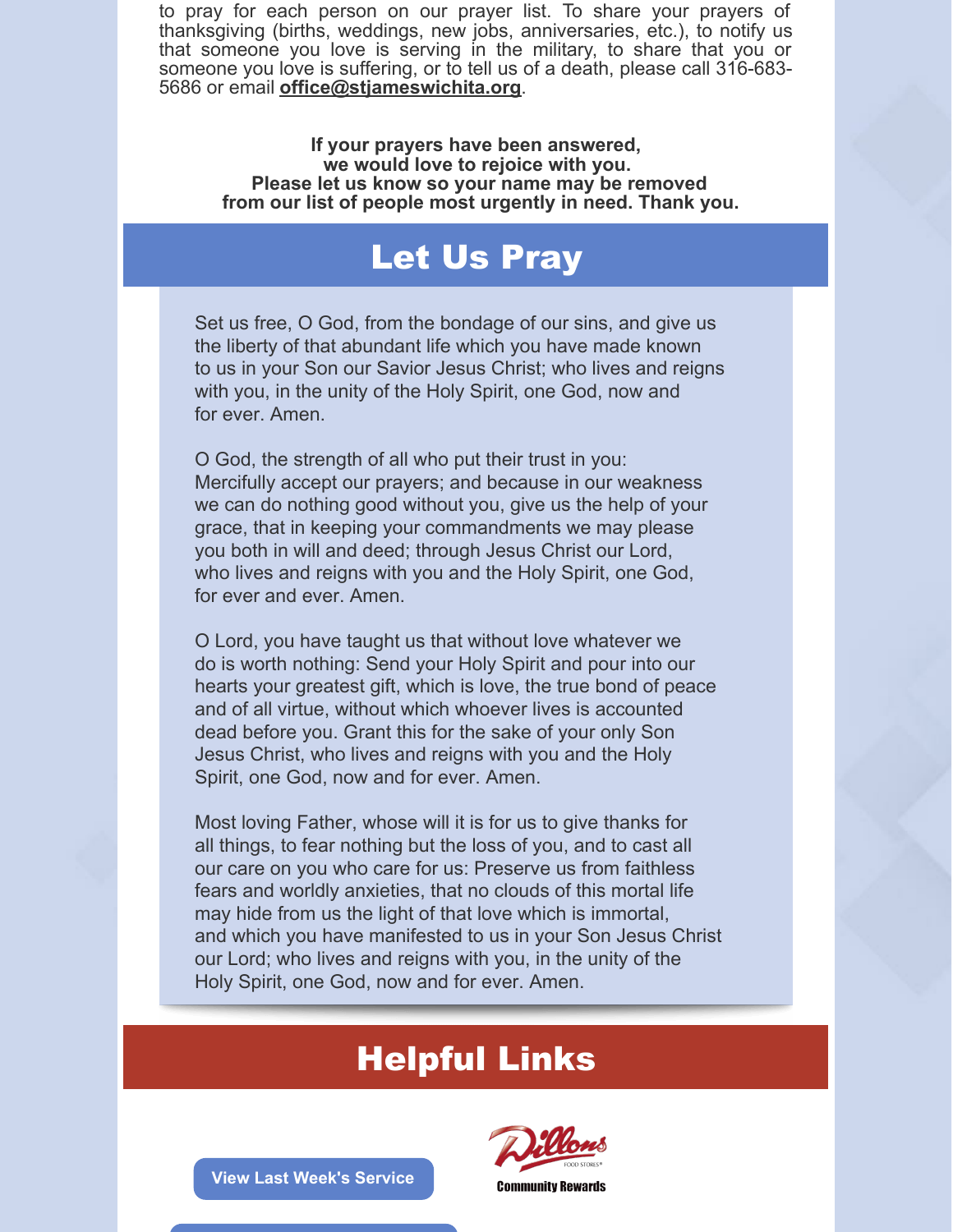to pray for each person on our prayer list. To share your prayers of thanksgiving (births, weddings, new jobs, anniversaries, etc.), to notify us that someone you love is serving in the military, to share that you or someone you love is suffering, or to tell us of a death, please call 316-683-5686 or email **office@stjameswichita.org**.

**If your prayers have been answered, we would love to rejoice with you. Please let us know so your name may be removed from our list of people most urgently in need. Thank you.**

# Let Us Pray

Set us free, O God, from the bondage of our sins, and give us the liberty of that abundant life which you have made known to us in your Son our Savior Jesus Christ; who lives and reigns with you, in the unity of the Holy Spirit, one God, now and for ever. Amen.

O God, the strength of all who put their trust in you: Mercifully accept our prayers; and because in our weakness we can do nothing good without you, give us the help of your grace, that in keeping your commandments we may please you both in will and deed; through Jesus Christ our Lord, who lives and reigns with you and the Holy Spirit, one God, for ever and ever. Amen.

O Lord, you have taught us that without love whatever we do is worth nothing: Send your Holy Spirit and pour into our hearts your greatest gift, which is love, the true bond of peace and of all virtue, without which whoever lives is accounted dead before you. Grant this for the sake of your only Son Jesus Christ, who lives and reigns with you and the Holy Spirit, one God, now and for ever. Amen.

Most loving Father, whose will it is for us to give thanks for all things, to fear nothing but the loss of you, and to cast all our care on you who care for us: Preserve us from faithless fears and worldly anxieties, that no clouds of this mortal life may hide from us the light of that love which is immortal, and which you have manifested to us in your Son Jesus Christ our Lord; who lives and reigns with you, in the unity of the Holy Spirit, one God, now and for ever. Amen.

# Helpful Links

**View Last Week's Service**

Dillons Food Stores

Community Rewards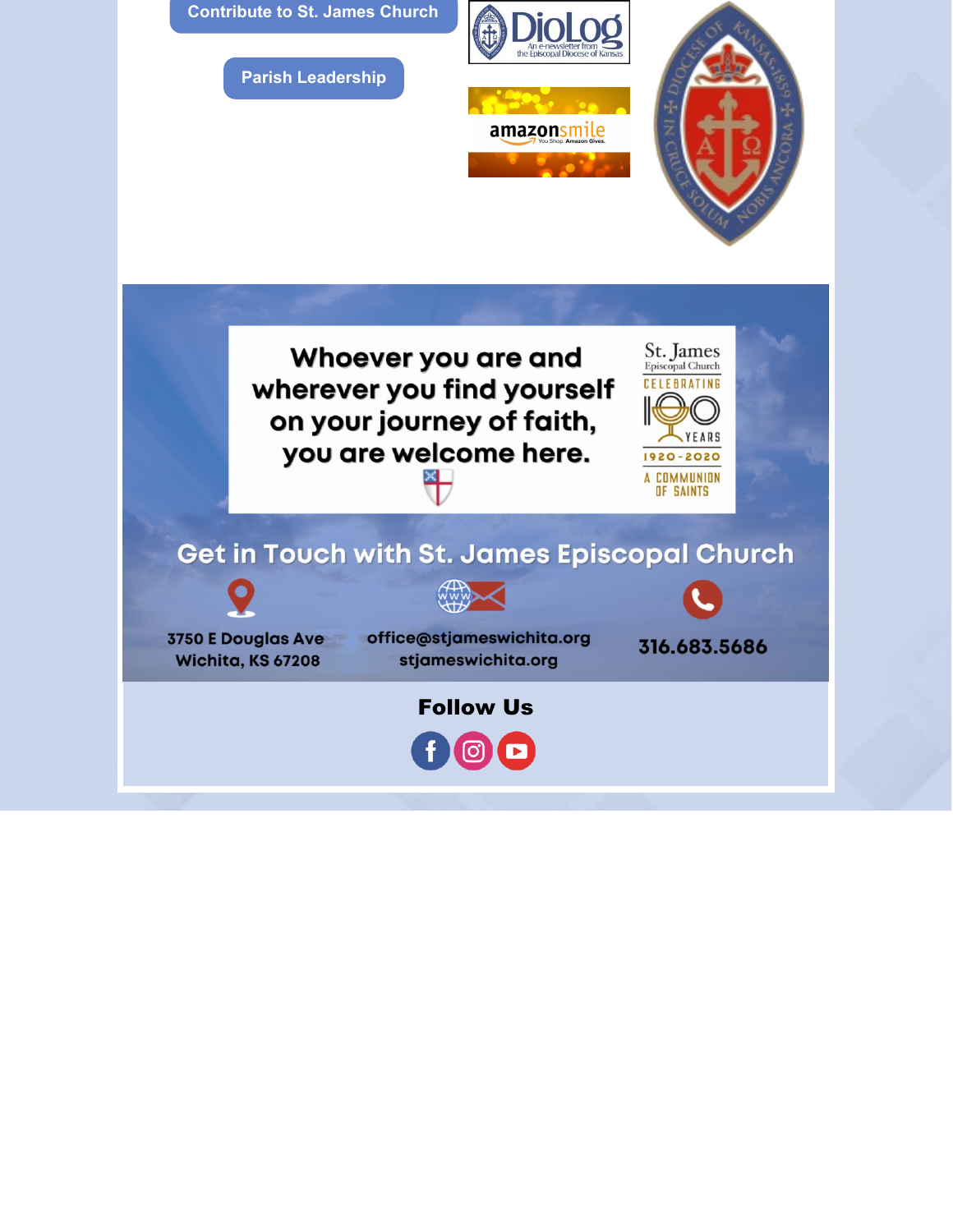Contribute to St. James Church

Parish Leadership

DioLog
An e-newsletter from the Episcopal Diocese of Kansas

amazonsmile
You Shop. Amazon Gives.

Whoever you are and wherever you find yourself on your journey of faith, you are welcome here.

St. James Episcopal Church
CELEBRATING 100 YEARS
1920-2020
A COMMUNION OF SAINTS

## Get in Touch with St. James Episcopal Church

3750 E Douglas Ave
Wichita, KS 67208

office@stjameswichita.org
stjameswichita.org

316.683.5686

### Follow Us